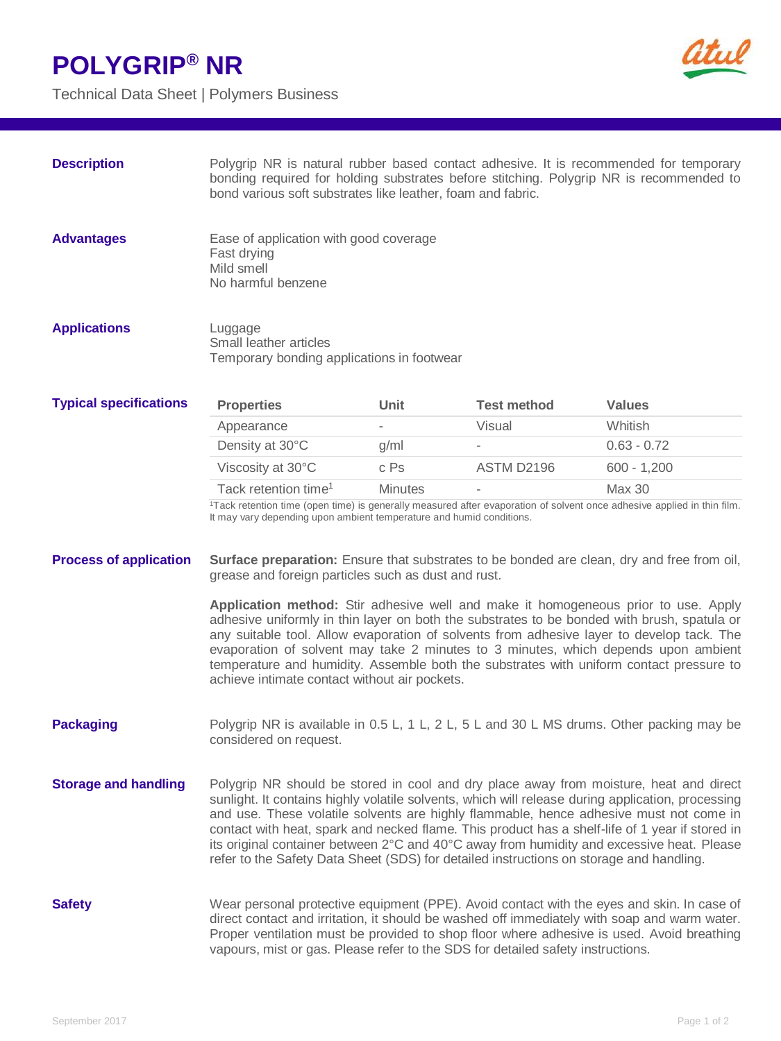# POLYGRIP® NR

Technical Data Sheet | Polymers Business

## Description

Polygrip NR is natural rubber based contact adhesive. It is recommended for temporary bonding required for holding substrates before stitching. Polygrip NR is recommended to bond various soft substrates like leather, foam and fabric.

## Advantages

Ease of application with good coverage
Fast drying
Mild smell
No harmful benzene

## Applications

Luggage
Small leather articles
Temporary bonding applications in footwear

## Typical specifications

| Properties | Unit | Test method | Values |
|---|---|---|---|
| Appearance | - | Visual | Whitish |
| Density at 30°C | g/ml | - | 0.63 - 0.72 |
| Viscosity at 30°C | c Ps | ASTM D2196 | 600 - 1,200 |
| Tack retention time[1] | Minutes | - | Max 30 |

[1]Tack retention time (open time) is generally measured after evaporation of solvent once adhesive applied in thin film. It may vary depending upon ambient temperature and humid conditions.

## Process of application

**Surface preparation:** Ensure that substrates to be bonded are clean, dry and free from oil, grease and foreign particles such as dust and rust.

**Application method:** Stir adhesive well and make it homogeneous prior to use. Apply adhesive uniformly in thin layer on both the substrates to be bonded with brush, spatula or any suitable tool. Allow evaporation of solvents from adhesive layer to develop tack. The evaporation of solvent may take 2 minutes to 3 minutes, which depends upon ambient temperature and humidity. Assemble both the substrates with uniform contact pressure to achieve intimate contact without air pockets.

## Packaging

Polygrip NR is available in 0.5 L, 1 L, 2 L, 5 L and 30 L MS drums. Other packing may be considered on request.

## Storage and handling

Polygrip NR should be stored in cool and dry place away from moisture, heat and direct sunlight. It contains highly volatile solvents, which will release during application, processing and use. These volatile solvents are highly flammable, hence adhesive must not come in contact with heat, spark and necked flame. This product has a shelf-life of 1 year if stored in its original container between 2°C and 40°C away from humidity and excessive heat. Please refer to the Safety Data Sheet (SDS) for detailed instructions on storage and handling.

## Safety

Wear personal protective equipment (PPE). Avoid contact with the eyes and skin. In case of direct contact and irritation, it should be washed off immediately with soap and warm water. Proper ventilation must be provided to shop floor where adhesive is used. Avoid breathing vapours, mist or gas. Please refer to the SDS for detailed safety instructions.

September 2017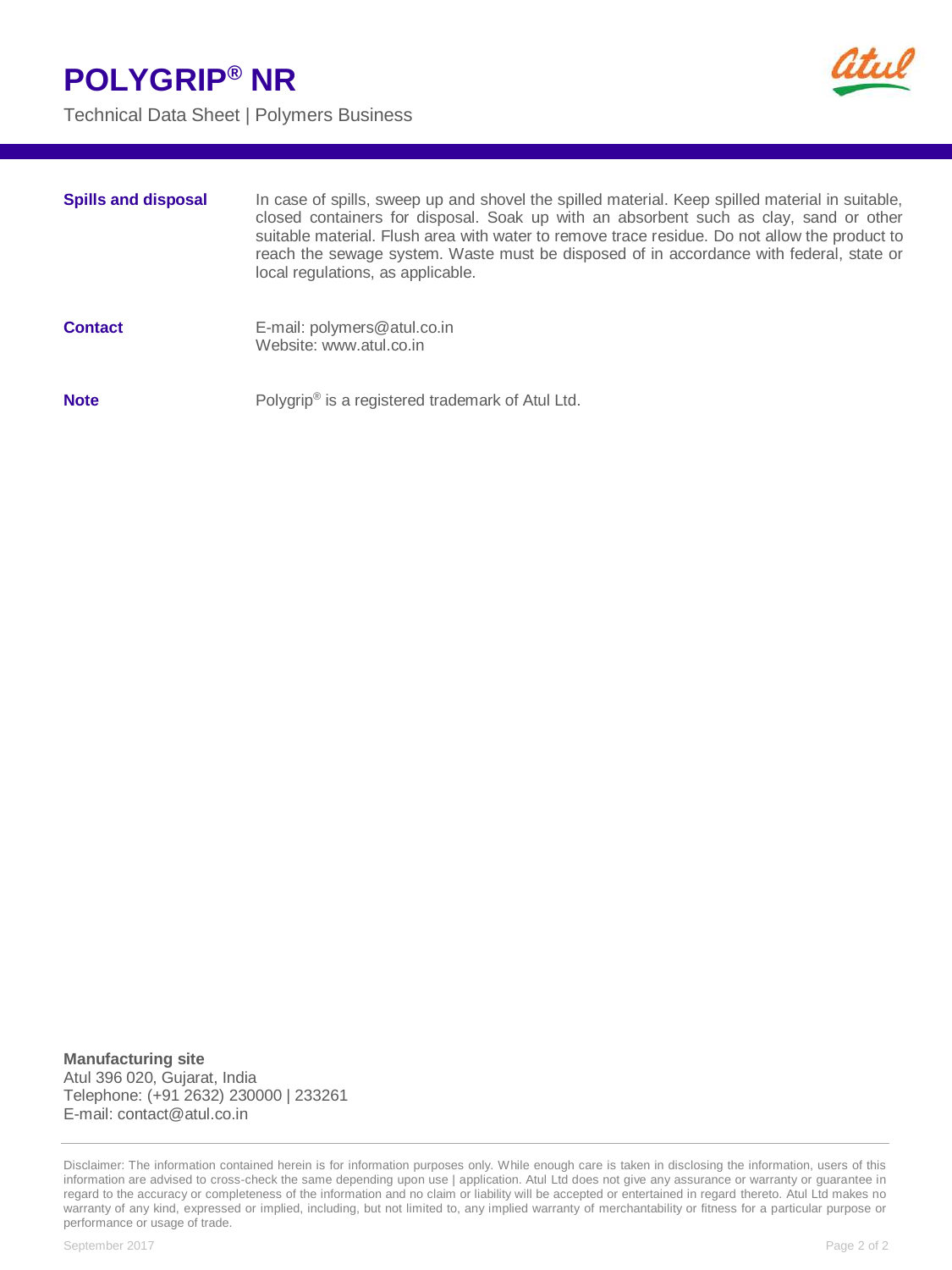**Spills and disposal**

In case of spills, sweep up and shovel the spilled material. Keep spilled material in suitable, closed containers for disposal. Soak up with an absorbent such as clay, sand or other suitable material. Flush area with water to remove trace residue. Do not allow the product to reach the sewage system. Waste must be disposed of in accordance with federal, state or local regulations, as applicable.

**Contact**

E-mail: polymers@atul.co.in
Website: www.atul.co.in

**Note**

Polygrip® is a registered trademark of Atul Ltd.

**Manufacturing site**
Atul 396 020, Gujarat, India
Telephone: (+91 2632) 230000 | 233261
E-mail: contact@atul.co.in

Disclaimer: The information contained herein is for information purposes only. While enough care is taken in disclosing the information, users of this information are advised to cross-check the same depending upon use | application. Atul Ltd does not give any assurance or warranty or guarantee in regard to the accuracy or completeness of the information and no claim or liability will be accepted or entertained in regard thereto. Atul Ltd makes no warranty of any kind, expressed or implied, including, but not limited to, any implied warranty of merchantability or fitness for a particular purpose or performance or usage of trade.

September 2017